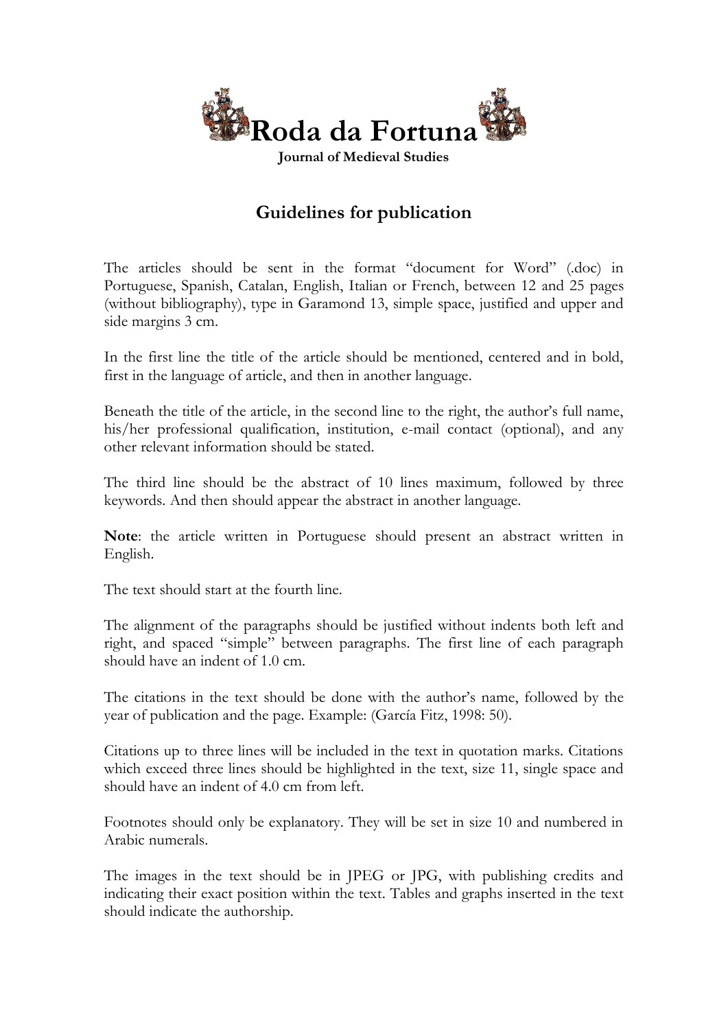# Roda da Fortuna

**Journal of Medieval Studies**

## Guidelines for publication

The articles should be sent in the format "document for Word" (.doc) in Portuguese, Spanish, Catalan, English, Italian or French, between 12 and 25 pages (without bibliography), type in Garamond 13, simple space, justified and upper and side margins 3 cm.

In the first line the title of the article should be mentioned, centered and in bold, first in the language of article, and then in another language.

Beneath the title of the article, in the second line to the right, the author's full name, his/her professional qualification, institution, e-mail contact (optional), and any other relevant information should be stated.

The third line should be the abstract of 10 lines maximum, followed by three keywords. And then should appear the abstract in another language.

**Note**: the article written in Portuguese should present an abstract written in English.

The text should start at the fourth line.

The alignment of the paragraphs should be justified without indents both left and right, and spaced "simple" between paragraphs. The first line of each paragraph should have an indent of 1.0 cm.

The citations in the text should be done with the author's name, followed by the year of publication and the page. Example: (García Fitz, 1998: 50).

Citations up to three lines will be included in the text in quotation marks. Citations which exceed three lines should be highlighted in the text, size 11, single space and should have an indent of 4.0 cm from left.

Footnotes should only be explanatory. They will be set in size 10 and numbered in Arabic numerals.

The images in the text should be in JPEG or JPG, with publishing credits and indicating their exact position within the text. Tables and graphs inserted in the text should indicate the authorship.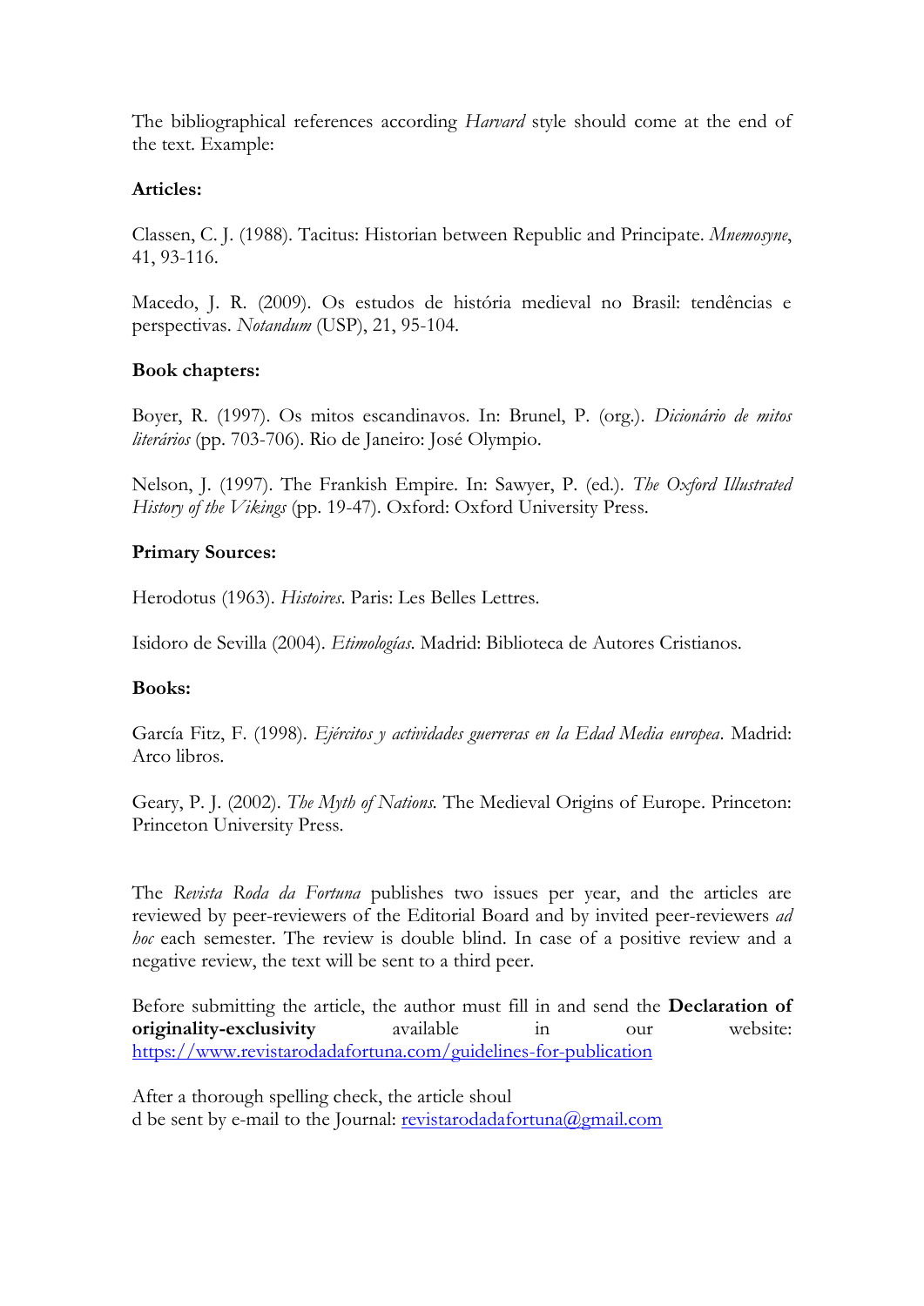The bibliographical references according *Harvard* style should come at the end of the text. Example:

**Articles:**

Classen, C. J. (1988). Tacitus: Historian between Republic and Principate. *Mnemosyne*, 41, 93-116.

Macedo, J. R. (2009). Os estudos de história medieval no Brasil: tendências e perspectivas. *Notandum* (USP), 21, 95-104.

**Book chapters:**

Boyer, R. (1997). Os mitos escandinavos. In: Brunel, P. (org.). *Dicionário de mitos literários* (pp. 703-706). Rio de Janeiro: José Olympio.

Nelson, J. (1997). The Frankish Empire. In: Sawyer, P. (ed.). *The Oxford Illustrated History of the Vikings* (pp. 19-47). Oxford: Oxford University Press.

**Primary Sources:**

Herodotus (1963). *Histoires*. Paris: Les Belles Lettres.

Isidoro de Sevilla (2004). *Etimologías*. Madrid: Biblioteca de Autores Cristianos.

**Books:**

García Fitz, F. (1998). *Ejércitos y actividades guerreras en la Edad Media europea*. Madrid: Arco libros.

Geary, P. J. (2002). *The Myth of Nations.* The Medieval Origins of Europe. Princeton: Princeton University Press.

The *Revista Roda da Fortuna* publishes two issues per year, and the articles are reviewed by peer-reviewers of the Editorial Board and by invited peer-reviewers *ad hoc* each semester. The review is double blind. In case of a positive review and a negative review, the text will be sent to a third peer.

Before submitting the article, the author must fill in and send the **Declaration of originality-exclusivity** available in our website: [https://www.revistarodadafortuna.com/guidelines-for-publication](https://www.revistarodadafortuna.com/guidelines-for-publication)

After a thorough spelling check, the article shoul
d be sent by e-mail to the Journal: [revistarodadafortuna@gmail.com](mailto:revistarodadafortuna@gmail.com)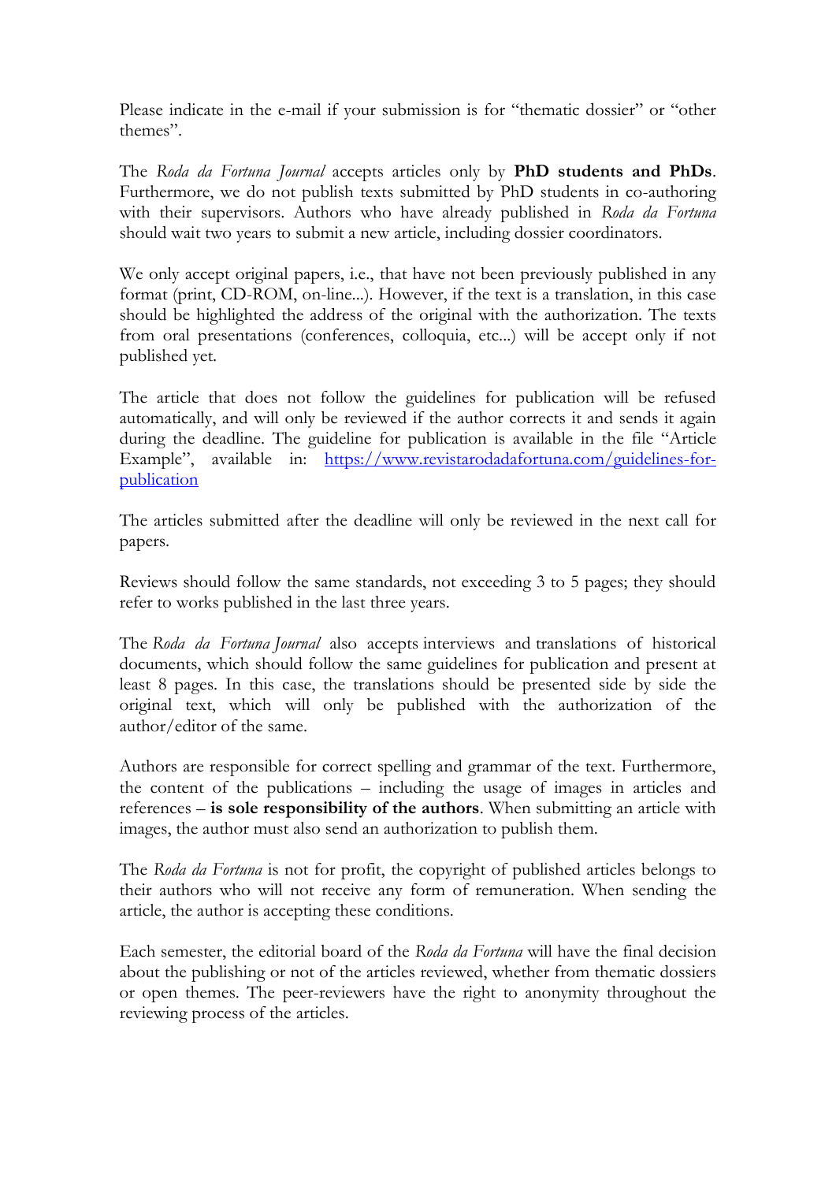Please indicate in the e-mail if your submission is for "thematic dossier" or "other themes".

The *Roda da Fortuna Journal* accepts articles only by **PhD students and PhDs**. Furthermore, we do not publish texts submitted by PhD students in co-authoring with their supervisors. Authors who have already published in *Roda da Fortuna* should wait two years to submit a new article, including dossier coordinators.

We only accept original papers, i.e., that have not been previously published in any format (print, CD-ROM, on-line...). However, if the text is a translation, in this case should be highlighted the address of the original with the authorization. The texts from oral presentations (conferences, colloquia, etc...) will be accept only if not published yet.

The article that does not follow the guidelines for publication will be refused automatically, and will only be reviewed if the author corrects it and sends it again during the deadline. The guideline for publication is available in the file "Article Example", available in: [https://www.revistarodadafortuna.com/guidelines-for-publication](https://www.revistarodadafortuna.com/guidelines-for-publication)

The articles submitted after the deadline will only be reviewed in the next call for papers.

Reviews should follow the same standards, not exceeding 3 to 5 pages; they should refer to works published in the last three years.

The *Roda da Fortuna Journal* also accepts interviews and translations of historical documents, which should follow the same guidelines for publication and present at least 8 pages. In this case, the translations should be presented side by side the original text, which will only be published with the authorization of the author/editor of the same.

Authors are responsible for correct spelling and grammar of the text. Furthermore, the content of the publications – including the usage of images in articles and references – **is sole responsibility of the authors**. When submitting an article with images, the author must also send an authorization to publish them.

The *Roda da Fortuna* is not for profit, the copyright of published articles belongs to their authors who will not receive any form of remuneration. When sending the article, the author is accepting these conditions.

Each semester, the editorial board of the *Roda da Fortuna* will have the final decision about the publishing or not of the articles reviewed, whether from thematic dossiers or open themes. The peer-reviewers have the right to anonymity throughout the reviewing process of the articles.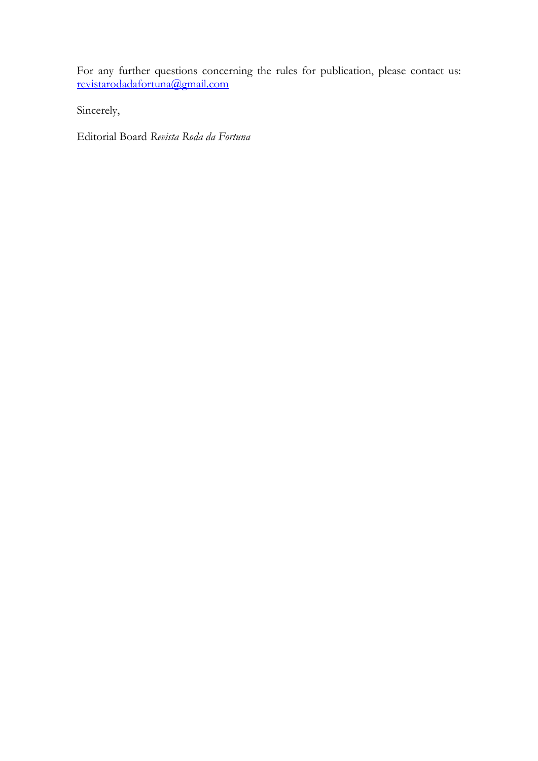For any further questions concerning the rules for publication, please contact us: revistarodadafortuna@gmail.com

Sincerely,

Editorial Board *Revista Roda da Fortuna*